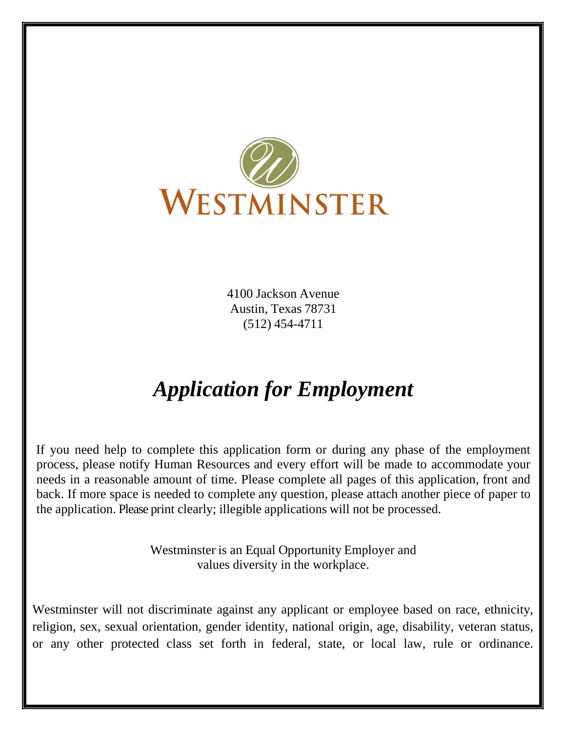WESTMINSTER

4100 Jackson Avenue
Austin, Texas 78731
(512) 454-4711

# *Application for Employment*

If you need help to complete this application form or during any phase of the employment process, please notify Human Resources and every effort will be made to accommodate your needs in a reasonable amount of time. Please complete all pages of this application, front and back. If more space is needed to complete any question, please attach another piece of paper to the application. Please print clearly; illegible applications will not be processed.

Westminster is an Equal Opportunity Employer and values diversity in the workplace.

Westminster will not discriminate against any applicant or employee based on race, ethnicity, religion, sex, sexual orientation, gender identity, national origin, age, disability, veteran status, or any other protected class set forth in federal, state, or local law, rule or ordinance.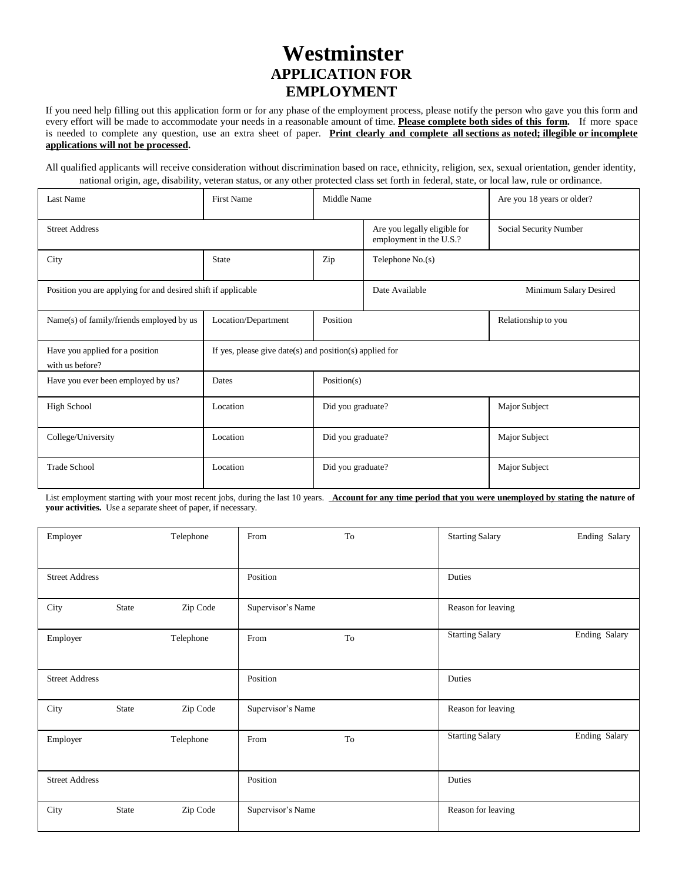# Westminster

## APPLICATION FOR EMPLOYMENT

If you need help filling out this application form or for any phase of the employment process, please notify the person who gave you this form and every effort will be made to accommodate your needs in a reasonable amount of time. **Please complete both sides of this form.** If more space is needed to complete any question, use an extra sheet of paper. **Print clearly and complete all sections as noted; illegible or incomplete applications will not be processed.**

All qualified applicants will receive consideration without discrimination based on race, ethnicity, religion, sex, sexual orientation, gender identity, national origin, age, disability, veteran status, or any other protected class set forth in federal, state, or local law, rule or ordinance.

| Last Name | First Name | Middle Name | | Are you 18 years or older? |
|---|---|---|---|---|
| Street Address | | | Are you legally eligible for employment in the U.S.? | Social Security Number |
| City | State | Zip | Telephone No.(s) | |
| Position you are applying for and desired shift if applicable | | | Date Available | Minimum Salary Desired |
| Name(s) of family/friends employed by us | Location/Department | Position | | Relationship to you |
| Have you applied for a position with us before? | If yes, please give date(s) and position(s) applied for | | | |
| Have you ever been employed by us? | Dates | Position(s) | | |
| High School | Location | Did you graduate? | | Major Subject |
| College/University | Location | Did you graduate? | | Major Subject |
| Trade School | Location | Did you graduate? | | Major Subject |

List employment starting with your most recent jobs, during the last 10 years. **Account for any time period that you were unemployed by stating the nature of your activities.** Use a separate sheet of paper, if necessary.

| Employer | Telephone | From | To | Starting Salary | Ending Salary |
|---|---|---|---|---|---|
| Street Address | | Position | | Duties | |
| City State Zip Code | | Supervisor's Name | | Reason for leaving | |
| Employer | Telephone | From | To | Starting Salary | Ending Salary |
| Street Address | | Position | | Duties | |
| City State Zip Code | | Supervisor's Name | | Reason for leaving | |
| Employer | Telephone | From | To | Starting Salary | Ending Salary |
| Street Address | | Position | | Duties | |
| City State Zip Code | | Supervisor's Name | | Reason for leaving | |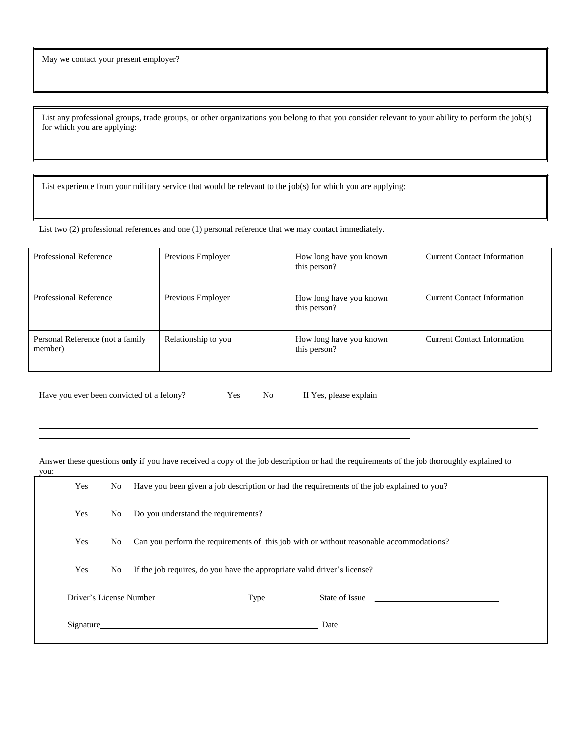May we contact your present employer?

List any professional groups, trade groups, or other organizations you belong to that you consider relevant to your ability to perform the job(s) for which you are applying:

List experience from your military service that would be relevant to the job(s) for which you are applying:

List two (2) professional references and one (1) personal reference that we may contact immediately.

| Professional Reference | Previous Employer | How long have you known this person? | Current Contact Information |
|---|---|---|---|
| Professional Reference | Previous Employer | How long have you known this person? | Current Contact Information |
| Personal Reference (not a family member) | Relationship to you | How long have you known this person? | Current Contact Information |

Have you ever been convicted of a felony? Yes No If Yes, please explain

______________________________________________________________________________

______________________________________________________________________________

______________________________________________________________________________

____________________________________________________________

Answer these questions **only** if you have received a copy of the job description or had the requirements of the job thoroughly explained to you:

Yes No Have you been given a job description or had the requirements of the job explained to you?

Yes No Do you understand the requirements?

Yes No Can you perform the requirements of this job with or without reasonable accommodations?

Yes No If the job requires, do you have the appropriate valid driver's license?

Driver's License Number____________________ Type____________ State of Issue ____________________________

Signature__________________________________________________ Date ____________________________________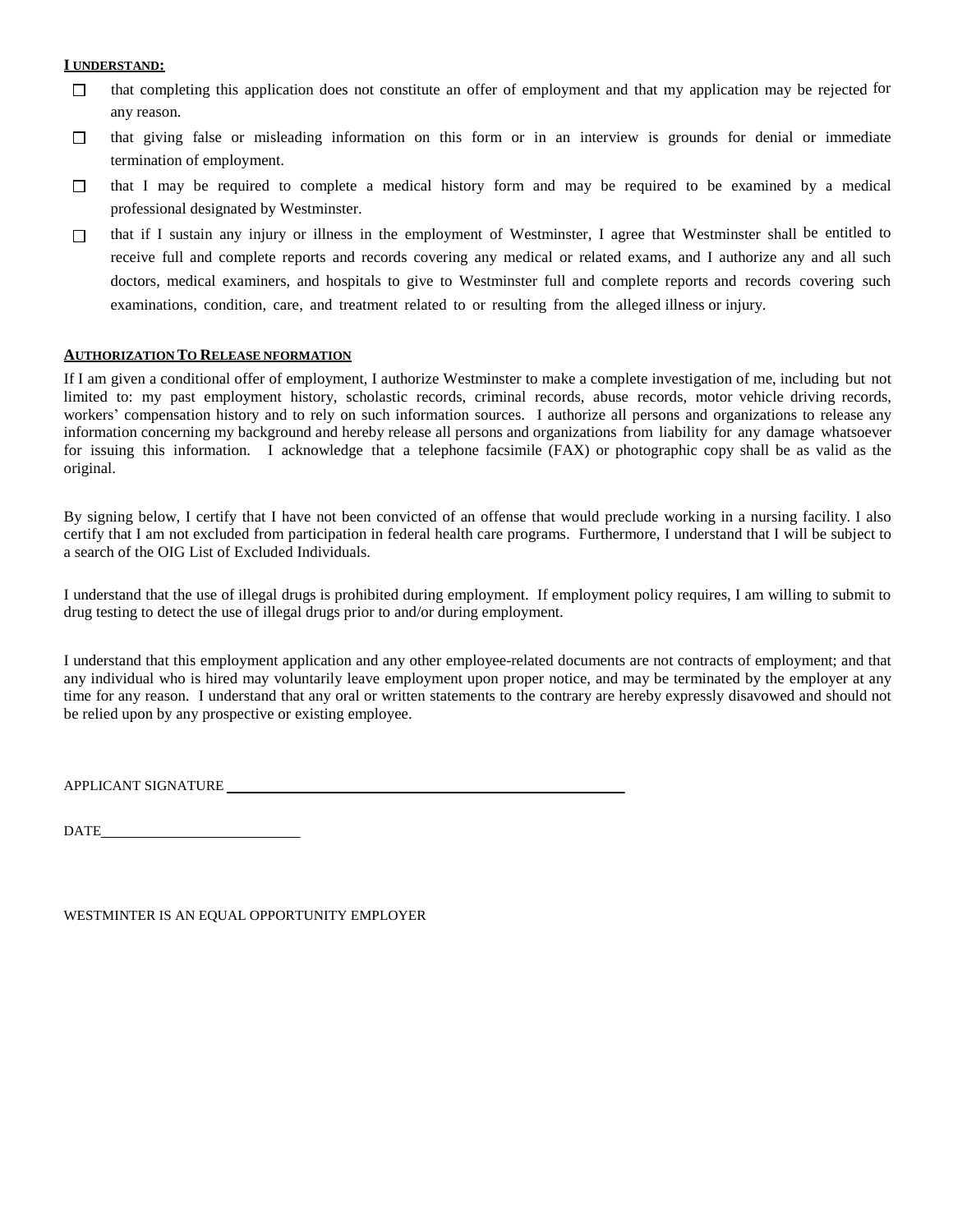**I UNDERSTAND:**

- ☐ that completing this application does not constitute an offer of employment and that my application may be rejected for any reason.
- ☐ that giving false or misleading information on this form or in an interview is grounds for denial or immediate termination of employment.
- ☐ that I may be required to complete a medical history form and may be required to be examined by a medical professional designated by Westminster.
- ☐ that if I sustain any injury or illness in the employment of Westminster, I agree that Westminster shall be entitled to receive full and complete reports and records covering any medical or related exams, and I authorize any and all such doctors, medical examiners, and hospitals to give to Westminster full and complete reports and records covering such examinations, condition, care, and treatment related to or resulting from the alleged illness or injury.

**AUTHORIZATION TO RELEASE NFORMATION**

If I am given a conditional offer of employment, I authorize Westminster to make a complete investigation of me, including but not limited to: my past employment history, scholastic records, criminal records, abuse records, motor vehicle driving records, workers' compensation history and to rely on such information sources. I authorize all persons and organizations to release any information concerning my background and hereby release all persons and organizations from liability for any damage whatsoever for issuing this information. I acknowledge that a telephone facsimile (FAX) or photographic copy shall be as valid as the original.

By signing below, I certify that I have not been convicted of an offense that would preclude working in a nursing facility. I also certify that I am not excluded from participation in federal health care programs. Furthermore, I understand that I will be subject to a search of the OIG List of Excluded Individuals.

I understand that the use of illegal drugs is prohibited during employment. If employment policy requires, I am willing to submit to drug testing to detect the use of illegal drugs prior to and/or during employment.

I understand that this employment application and any other employee-related documents are not contracts of employment; and that any individual who is hired may voluntarily leave employment upon proper notice, and may be terminated by the employer at any time for any reason. I understand that any oral or written statements to the contrary are hereby expressly disavowed and should not be relied upon by any prospective or existing employee.

APPLICANT SIGNATURE ______________________________________________

DATE___________________________

WESTMINTER IS AN EQUAL OPPORTUNITY EMPLOYER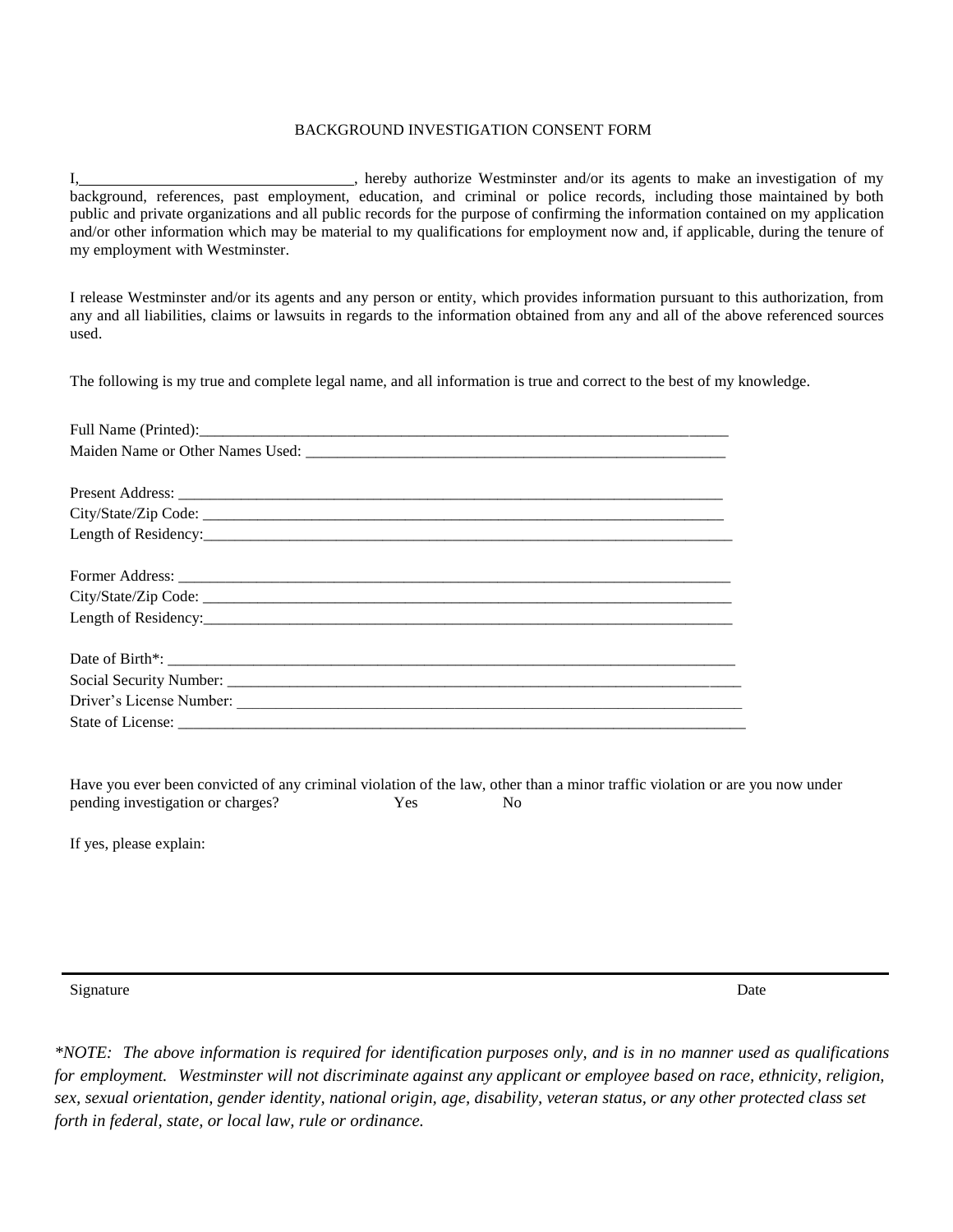# BACKGROUND INVESTIGATION CONSENT FORM

I,___________________________________, hereby authorize Westminster and/or its agents to make an investigation of my background, references, past employment, education, and criminal or police records, including those maintained by both public and private organizations and all public records for the purpose of confirming the information contained on my application and/or other information which may be material to my qualifications for employment now and, if applicable, during the tenure of my employment with Westminster.

I release Westminster and/or its agents and any person or entity, which provides information pursuant to this authorization, from any and all liabilities, claims or lawsuits in regards to the information obtained from any and all of the above referenced sources used.

The following is my true and complete legal name, and all information is true and correct to the best of my knowledge.

Full Name (Printed):_______________________________________________________________________

Maiden Name or Other Names Used: _________________________________________________________

Present Address: ___________________________________________________________________________

City/State/Zip Code: ________________________________________________________________________

Length of Residency:_________________________________________________________________________

Former Address: ____________________________________________________________________________

City/State/Zip Code: _________________________________________________________________________

Length of Residency:_________________________________________________________________________

Date of Birth*: _______________________________________________________________________________

Social Security Number: ______________________________________________________________________

Driver's License Number: _____________________________________________________________________

State of License: _____________________________________________________________________________

Have you ever been convicted of any criminal violation of the law, other than a minor traffic violation or are you now under pending investigation or charges? Yes No

If yes, please explain:

Signature Date

*\*NOTE: The above information is required for identification purposes only, and is in no manner used as qualifications for employment. Westminster will not discriminate against any applicant or employee based on race, ethnicity, religion, sex, sexual orientation, gender identity, national origin, age, disability, veteran status, or any other protected class set forth in federal, state, or local law, rule or ordinance.*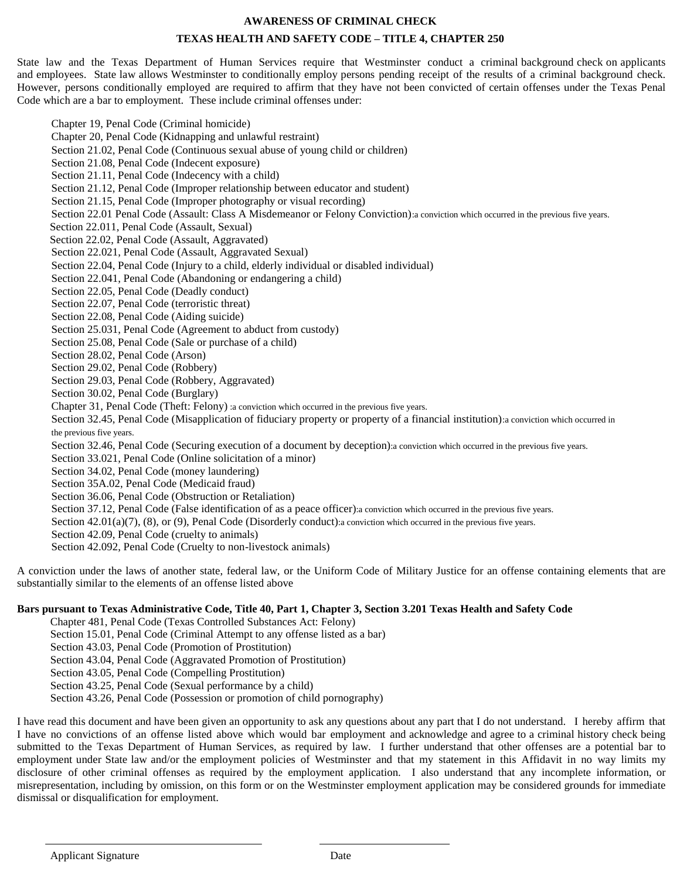## AWARENESS OF CRIMINAL CHECK

## TEXAS HEALTH AND SAFETY CODE – TITLE 4, CHAPTER 250

State law and the Texas Department of Human Services require that Westminster conduct a criminal background check on applicants and employees. State law allows Westminster to conditionally employ persons pending receipt of the results of a criminal background check. However, persons conditionally employed are required to affirm that they have not been convicted of certain offenses under the Texas Penal Code which are a bar to employment. These include criminal offenses under:

- Chapter 19, Penal Code (Criminal homicide)
- Chapter 20, Penal Code (Kidnapping and unlawful restraint)
- Section 21.02, Penal Code (Continuous sexual abuse of young child or children)
- Section 21.08, Penal Code (Indecent exposure)
- Section 21.11, Penal Code (Indecency with a child)
- Section 21.12, Penal Code (Improper relationship between educator and student)
- Section 21.15, Penal Code (Improper photography or visual recording)
- Section 22.01 Penal Code (Assault: Class A Misdemeanor or Felony Conviction):a conviction which occurred in the previous five years.
- Section 22.011, Penal Code (Assault, Sexual)
- Section 22.02, Penal Code (Assault, Aggravated)
- Section 22.021, Penal Code (Assault, Aggravated Sexual)
- Section 22.04, Penal Code (Injury to a child, elderly individual or disabled individual)
- Section 22.041, Penal Code (Abandoning or endangering a child)
- Section 22.05, Penal Code (Deadly conduct)
- Section 22.07, Penal Code (terroristic threat)
- Section 22.08, Penal Code (Aiding suicide)
- Section 25.031, Penal Code (Agreement to abduct from custody)
- Section 25.08, Penal Code (Sale or purchase of a child)
- Section 28.02, Penal Code (Arson)
- Section 29.02, Penal Code (Robbery)
- Section 29.03, Penal Code (Robbery, Aggravated)
- Section 30.02, Penal Code (Burglary)
- Chapter 31, Penal Code (Theft: Felony) :a conviction which occurred in the previous five years.
- Section 32.45, Penal Code (Misapplication of fiduciary property or property of a financial institution):a conviction which occurred in the previous five years.
- Section 32.46, Penal Code (Securing execution of a document by deception):a conviction which occurred in the previous five years.
- Section 33.021, Penal Code (Online solicitation of a minor)
- Section 34.02, Penal Code (money laundering)
- Section 35A.02, Penal Code (Medicaid fraud)
- Section 36.06, Penal Code (Obstruction or Retaliation)
- Section 37.12, Penal Code (False identification of as a peace officer):a conviction which occurred in the previous five years.
- Section 42.01(a)(7), (8), or (9), Penal Code (Disorderly conduct):a conviction which occurred in the previous five years.
- Section 42.09, Penal Code (cruelty to animals)
- Section 42.092, Penal Code (Cruelty to non-livestock animals)

A conviction under the laws of another state, federal law, or the Uniform Code of Military Justice for an offense containing elements that are substantially similar to the elements of an offense listed above

**Bars pursuant to Texas Administrative Code, Title 40, Part 1, Chapter 3, Section 3.201 Texas Health and Safety Code**

- Chapter 481, Penal Code (Texas Controlled Substances Act: Felony)
- Section 15.01, Penal Code (Criminal Attempt to any offense listed as a bar)
- Section 43.03, Penal Code (Promotion of Prostitution)
- Section 43.04, Penal Code (Aggravated Promotion of Prostitution)
- Section 43.05, Penal Code (Compelling Prostitution)
- Section 43.25, Penal Code (Sexual performance by a child)
- Section 43.26, Penal Code (Possession or promotion of child pornography)

I have read this document and have been given an opportunity to ask any questions about any part that I do not understand. I hereby affirm that I have no convictions of an offense listed above which would bar employment and acknowledge and agree to a criminal history check being submitted to the Texas Department of Human Services, as required by law. I further understand that other offenses are a potential bar to employment under State law and/or the employment policies of Westminster and that my statement in this Affidavit in no way limits my disclosure of other criminal offenses as required by the employment application. I also understand that any incomplete information, or misrepresentation, including by omission, on this form or on the Westminster employment application may be considered grounds for immediate dismissal or disqualification for employment.

\_\_\_\_\_\_\_\_\_\_\_\_\_\_\_\_\_\_\_\_\_\_\_\_\_\_\_\_\_\_\_\_\_\_ \_\_\_\_\_\_\_\_\_\_\_\_\_\_\_\_\_\_\_\_

Applicant Signature Date